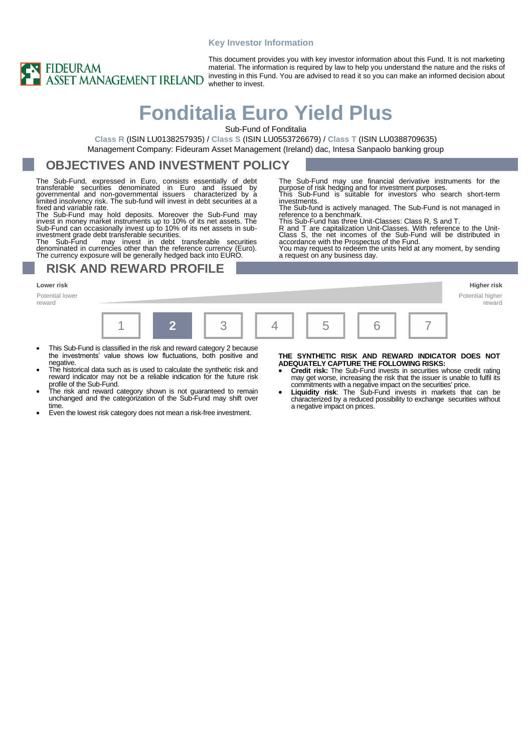Key Investor Information

This document provides you with key investor information about this Fund. It is not marketing material. The information is required by law to help you understand the nature and the risks of investing in this Fund. You are advised to read it so you can make an informed decision about whether to invest.

# Fonditalia Euro Yield Plus

Sub-Fund of Fonditalia

Class R (ISIN LU0138257935) / Class S (ISIN LU0553726679) / Class T (ISIN LU0388709635)

Management Company: Fideuram Asset Management (Ireland) dac, Intesa Sanpaolo banking group

## OBJECTIVES AND INVESTMENT POLICY

The Sub-Fund, expressed in Euro, consists essentially of debt transferable securities denominated in Euro and issued by governmental and non-governmental issuers characterized by a limited insolvency risk. The sub-fund will invest in debt securities at a fixed and variable rate.

The Sub-Fund may hold deposits. Moreover the Sub-Fund may invest in money market instruments up to 10% of its net assets. The Sub-Fund can occasionally invest up to 10% of its net assets in sub-investment grade debt transferable securities.

The Sub-Fund may invest in debt transferable securities denominated in currencies other than the reference currency (Euro). The currency exposure will be generally hedged back into EURO.

The Sub-Fund may use financial derivative instruments for the purpose of risk hedging and for investment purposes.

This Sub-Fund is suitable for investors who search short-term investments.

The Sub-fund is actively managed. The Sub-Fund is not managed in reference to a benchmark.

This Sub-Fund has three Unit-Classes: Class R, S and T.

R and T are capitalization Unit-Classes. With reference to the Unit-Class S, the net incomes of the Sub-Fund will be distributed in accordance with the Prospectus of the Fund.

You may request to redeem the units held at any moment, by sending a request on any business day.

## RISK AND REWARD PROFILE

| Lower risk / Potential lower reward | | | | | | Higher risk / Potential higher reward |
|---|---|---|---|---|---|---|
| 1 | **2** | 3 | 4 | 5 | 6 | 7 |

- This Sub-Fund is classified in the risk and reward category 2 because the investments' value shows low fluctuations, both positive and negative.
- The historical data such as is used to calculate the synthetic risk and reward indicator may not be a reliable indication for the future risk profile of the Sub-Fund.
- The risk and reward category shown is not guaranteed to remain unchanged and the categorization of the Sub-Fund may shift over time.
- Even the lowest risk category does not mean a risk-free investment.

**THE SYNTHETIC RISK AND REWARD INDICATOR DOES NOT ADEQUATELY CAPTURE THE FOLLOWING RISKS:**

- **Credit risk:** The Sub-Fund invests in securities whose credit rating may get worse, increasing the risk that the issuer is unable to fulfil its commitments with a negative impact on the securities' price.
- **Liquidity risk**: The Sub-Fund invests in markets that can be characterized by a reduced possibility to exchange securities without a negative impact on prices.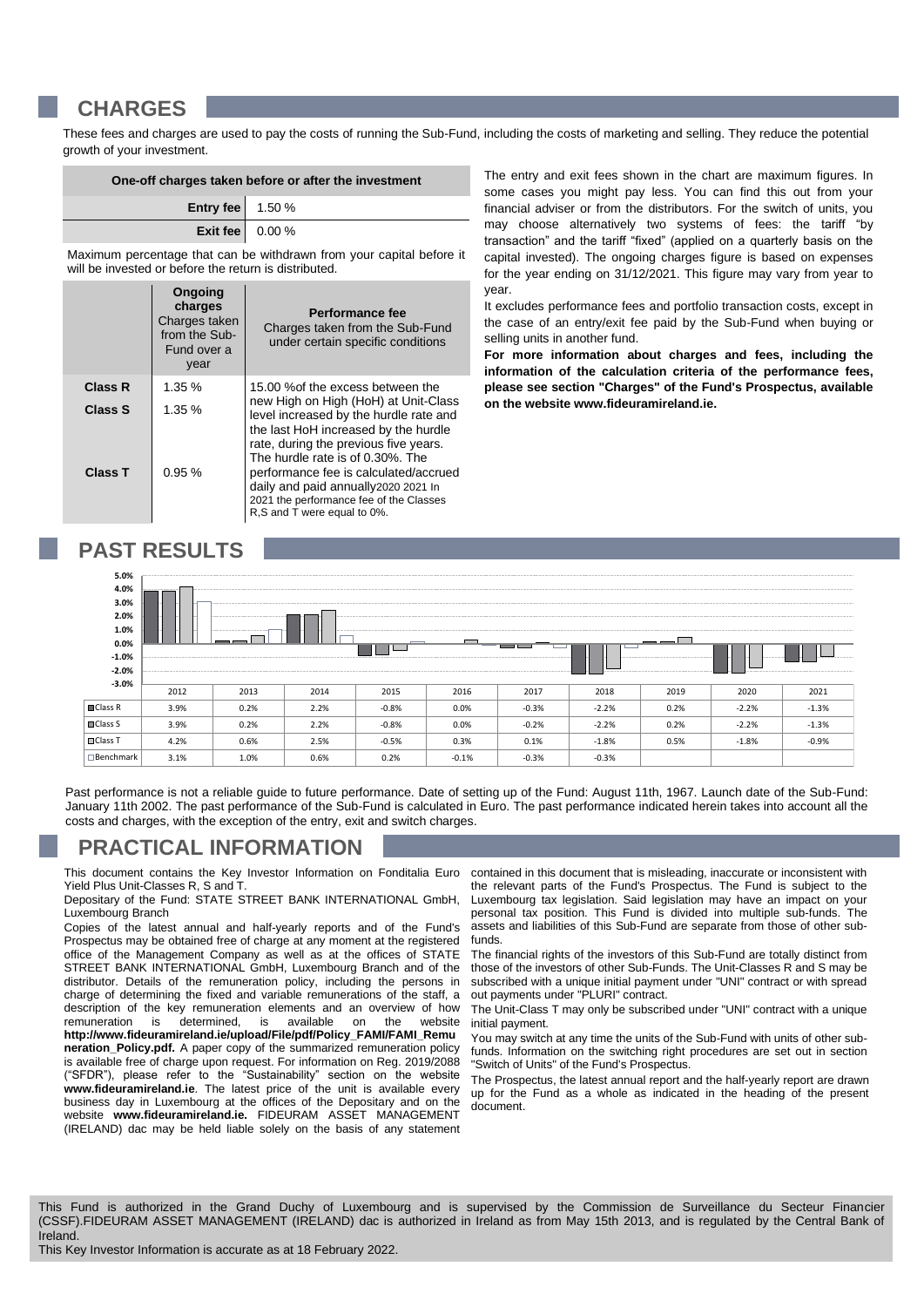# CHARGES

These fees and charges are used to pay the costs of running the Sub-Fund, including the costs of marketing and selling. They reduce the potential growth of your investment.

| One-off charges taken before or after the investment | |
|---|---|
| **Entry fee** | 1.50 % |
| **Exit fee** | 0.00 % |

Maximum percentage that can be withdrawn from your capital before it will be invested or before the return is distributed.

| | **Ongoing charges** Charges taken from the Sub-Fund over a year | **Performance fee** Charges taken from the Sub-Fund under certain specific conditions |
|---|---|---|
| **Class R** | 1.35 % | 15.00 %of the excess between the new High on High (HoH) at Unit-Class level increased by the hurdle rate and the last HoH increased by the hurdle rate, during the previous five years. The hurdle rate is of 0.30%. The performance fee is calculated/accrued daily and paid annually2020 2021 In 2021 the performance fee of the Classes R,S and T were equal to 0%. |
| **Class S** | 1.35 % | |
| **Class T** | 0.95 % | |

The entry and exit fees shown in the chart are maximum figures. In some cases you might pay less. You can find this out from your financial adviser or from the distributors. For the switch of units, you may choose alternatively two systems of fees: the tariff "by transaction" and the tariff "fixed" (applied on a quarterly basis on the capital invested). The ongoing charges figure is based on expenses for the year ending on 31/12/2021. This figure may vary from year to year.

It excludes performance fees and portfolio transaction costs, except in the case of an entry/exit fee paid by the Sub-Fund when buying or selling units in another fund.

**For more information about charges and fees, including the information of the calculation criteria of the performance fees, please see section "Charges" of the Fund's Prospectus, available on the website www.fideuramireland.ie.**

# PAST RESULTS

5.0%
4.0%
3.0%
2.0%
1.0%
0.0%
-1.0%
-2.0%
-3.0%

| | 2012 | 2013 | 2014 | 2015 | 2016 | 2017 | 2018 | 2019 | 2020 | 2021 |
|---|---|---|---|---|---|---|---|---|---|---|
| Class R | 3.9% | 0.2% | 2.2% | -0.8% | 0.0% | -0.3% | -2.2% | 0.2% | -2.2% | -1.3% |
| Class S | 3.9% | 0.2% | 2.2% | -0.8% | 0.0% | -0.2% | -2.2% | 0.2% | -2.2% | -1.3% |
| Class T | 4.2% | 0.6% | 2.5% | -0.5% | 0.3% | 0.1% | -1.8% | 0.5% | -1.8% | -0.9% |
| Benchmark | 3.1% | 1.0% | 0.6% | 0.2% | -0.1% | -0.3% | -0.3% | | | |

Past performance is not a reliable guide to future performance. Date of setting up of the Fund: August 11th, 1967. Launch date of the Sub-Fund: January 11th 2002. The past performance of the Sub-Fund is calculated in Euro. The past performance indicated herein takes into account all the costs and charges, with the exception of the entry, exit and switch charges.

# PRACTICAL INFORMATION

This document contains the Key Investor Information on Fonditalia Euro Yield Plus Unit-Classes R, S and T.

Depositary of the Fund: STATE STREET BANK INTERNATIONAL GmbH, Luxembourg Branch

Copies of the latest annual and half-yearly reports and of the Fund's Prospectus may be obtained free of charge at any moment at the registered office of the Management Company as well as at the offices of STATE STREET BANK INTERNATIONAL GmbH, Luxembourg Branch and of the distributor. Details of the remuneration policy, including the persons in charge of determining the fixed and variable remunerations of the staff, a description of the key remuneration elements and an overview of how remuneration is determined, is available on the website **http://www.fideuramireland.ie/upload/File/pdf/Policy_FAMI/FAMI_Remuneration_Policy.pdf.** A paper copy of the summarized remuneration policy is available free of charge upon request. For information on Reg. 2019/2088 ("SFDR"), please refer to the "Sustainability" section on the website **www.fideuramireland.ie**. The latest price of the unit is available every business day in Luxembourg at the offices of the Depositary and on the website **www.fideuramireland.ie.** FIDEURAM ASSET MANAGEMENT (IRELAND) dac may be held liable solely on the basis of any statement contained in this document that is misleading, inaccurate or inconsistent with the relevant parts of the Fund's Prospectus. The Fund is subject to the Luxembourg tax legislation. Said legislation may have an impact on your personal tax position. This Fund is divided into multiple sub-funds. The assets and liabilities of this Sub-Fund are separate from those of other sub-funds.

The financial rights of the investors of this Sub-Fund are totally distinct from those of the investors of other Sub-Funds. The Unit-Classes R and S may be subscribed with a unique initial payment under "UNI" contract or with spread out payments under "PLURI" contract.

The Unit-Class T may only be subscribed under "UNI" contract with a unique initial payment.

You may switch at any time the units of the Sub-Fund with units of other sub-funds. Information on the switching right procedures are set out in section "Switch of Units" of the Fund's Prospectus.

The Prospectus, the latest annual report and the half-yearly report are drawn up for the Fund as a whole as indicated in the heading of the present document.

This Fund is authorized in the Grand Duchy of Luxembourg and is supervised by the Commission de Surveillance du Secteur Financier (CSSF).FIDEURAM ASSET MANAGEMENT (IRELAND) dac is authorized in Ireland as from May 15th 2013, and is regulated by the Central Bank of Ireland.

This Key Investor Information is accurate as at 18 February 2022.